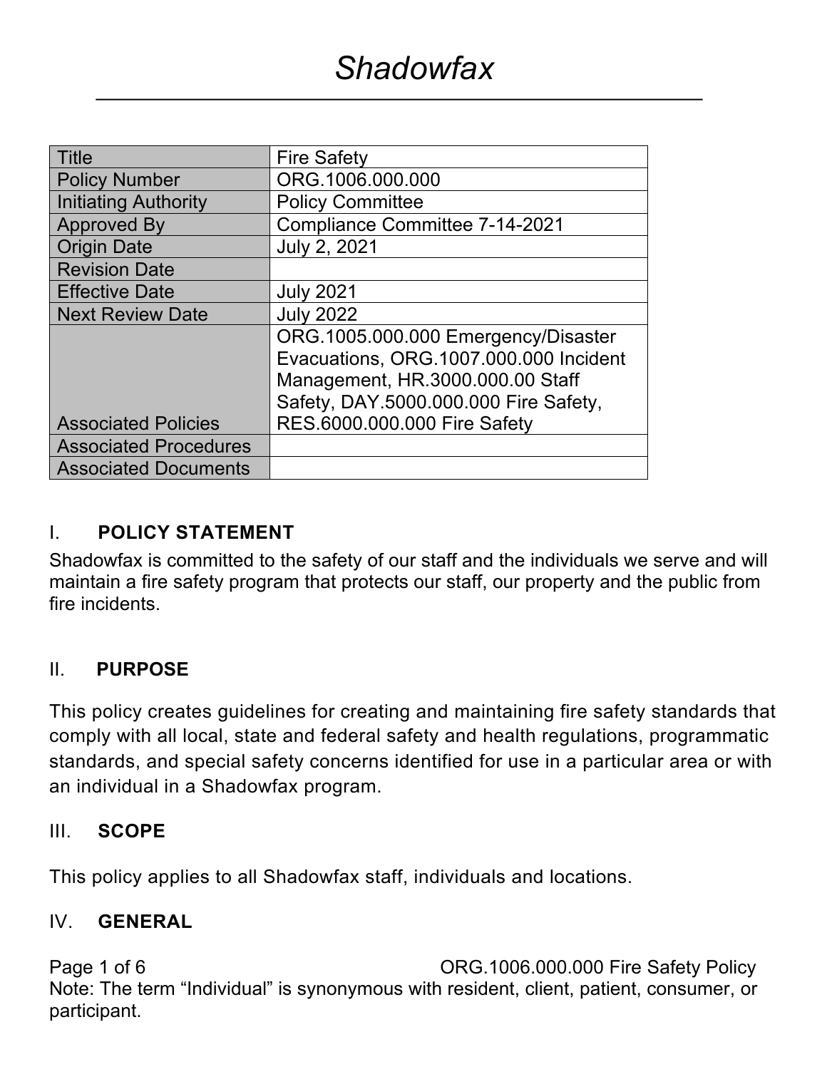# *Shadowfax*

| Title | Fire Safety |
| --- | --- |
| Policy Number | ORG.1006.000.000 |
| Initiating Authority | Policy Committee |
| Approved By | Compliance Committee 7-14-2021 |
| Origin Date | July 2, 2021 |
| Revision Date | |
| Effective Date | July 2021 |
| Next Review Date | July 2022 |
| Associated Policies | ORG.1005.000.000 Emergency/Disaster Evacuations, ORG.1007.000.000 Incident Management, HR.3000.000.00 Staff Safety, DAY.5000.000.000 Fire Safety, RES.6000.000.000 Fire Safety |
| Associated Procedures | |
| Associated Documents | |

## I. POLICY STATEMENT

Shadowfax is committed to the safety of our staff and the individuals we serve and will maintain a fire safety program that protects our staff, our property and the public from fire incidents.

## II. PURPOSE

This policy creates guidelines for creating and maintaining fire safety standards that comply with all local, state and federal safety and health regulations, programmatic standards, and special safety concerns identified for use in a particular area or with an individual in a Shadowfax program.

## III. SCOPE

This policy applies to all Shadowfax staff, individuals and locations.

## IV. GENERAL

Note: The term "Individual" is synonymous with resident, client, patient, consumer, or participant.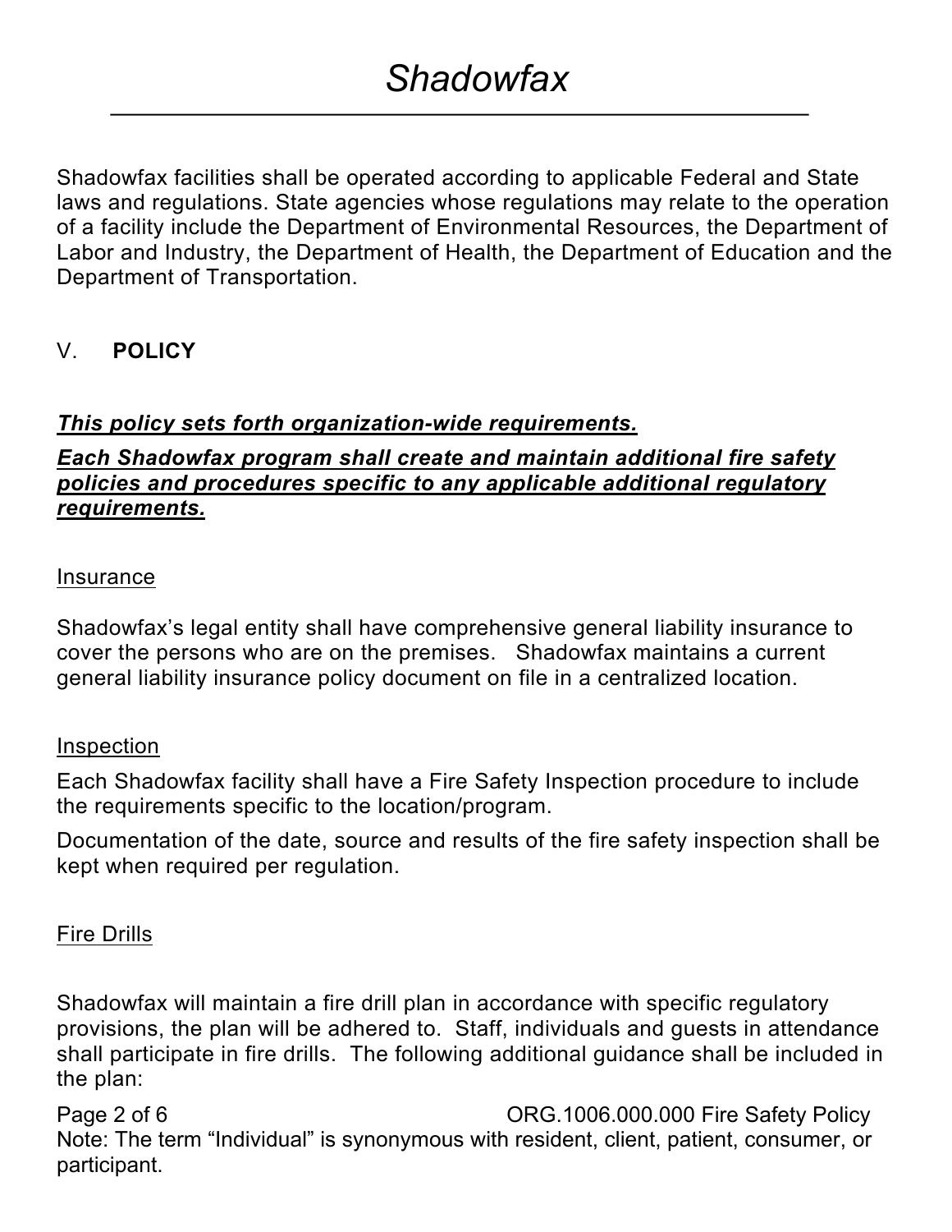Shadowfax facilities shall be operated according to applicable Federal and State laws and regulations. State agencies whose regulations may relate to the operation of a facility include the Department of Environmental Resources, the Department of Labor and Industry, the Department of Health, the Department of Education and the Department of Transportation.

## V. **POLICY**

***This policy sets forth organization-wide requirements.***

***Each Shadowfax program shall create and maintain additional fire safety policies and procedures specific to any applicable additional regulatory requirements.***

### Insurance

Shadowfax's legal entity shall have comprehensive general liability insurance to cover the persons who are on the premises. Shadowfax maintains a current general liability insurance policy document on file in a centralized location.

### Inspection

Each Shadowfax facility shall have a Fire Safety Inspection procedure to include the requirements specific to the location/program.

Documentation of the date, source and results of the fire safety inspection shall be kept when required per regulation.

### Fire Drills

Shadowfax will maintain a fire drill plan in accordance with specific regulatory provisions, the plan will be adhered to. Staff, individuals and guests in attendance shall participate in fire drills. The following additional guidance shall be included in the plan:

Note: The term "Individual" is synonymous with resident, client, patient, consumer, or participant.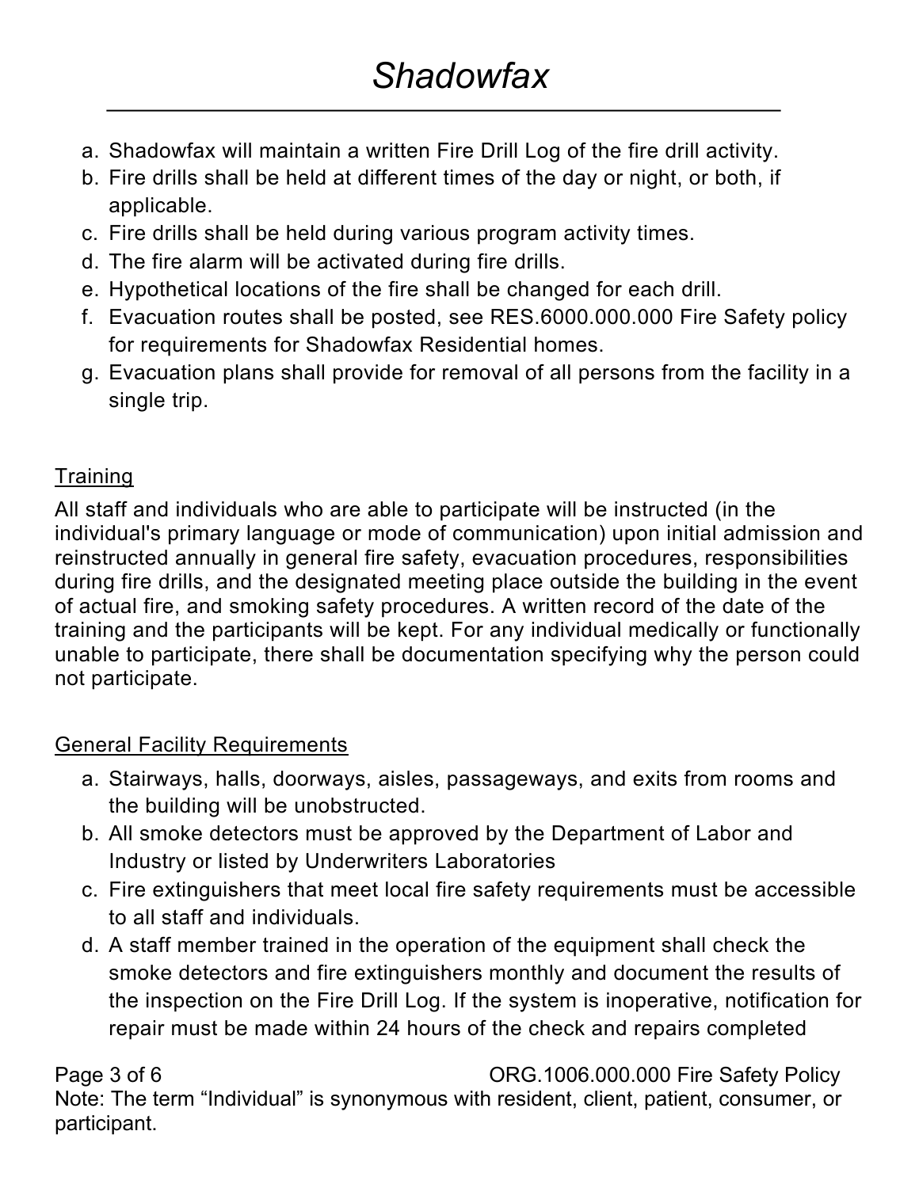a. Shadowfax will maintain a written Fire Drill Log of the fire drill activity.
b. Fire drills shall be held at different times of the day or night, or both, if applicable.
c. Fire drills shall be held during various program activity times.
d. The fire alarm will be activated during fire drills.
e. Hypothetical locations of the fire shall be changed for each drill.
f. Evacuation routes shall be posted, see RES.6000.000.000 Fire Safety policy for requirements for Shadowfax Residential homes.
g. Evacuation plans shall provide for removal of all persons from the facility in a single trip.

## Training

All staff and individuals who are able to participate will be instructed (in the individual's primary language or mode of communication) upon initial admission and reinstructed annually in general fire safety, evacuation procedures, responsibilities during fire drills, and the designated meeting place outside the building in the event of actual fire, and smoking safety procedures. A written record of the date of the training and the participants will be kept. For any individual medically or functionally unable to participate, there shall be documentation specifying why the person could not participate.

## General Facility Requirements

a. Stairways, halls, doorways, aisles, passageways, and exits from rooms and the building will be unobstructed.
b. All smoke detectors must be approved by the Department of Labor and Industry or listed by Underwriters Laboratories
c. Fire extinguishers that meet local fire safety requirements must be accessible to all staff and individuals.
d. A staff member trained in the operation of the equipment shall check the smoke detectors and fire extinguishers monthly and document the results of the inspection on the Fire Drill Log. If the system is inoperative, notification for repair must be made within 24 hours of the check and repairs completed

Note: The term “Individual” is synonymous with resident, client, patient, consumer, or participant.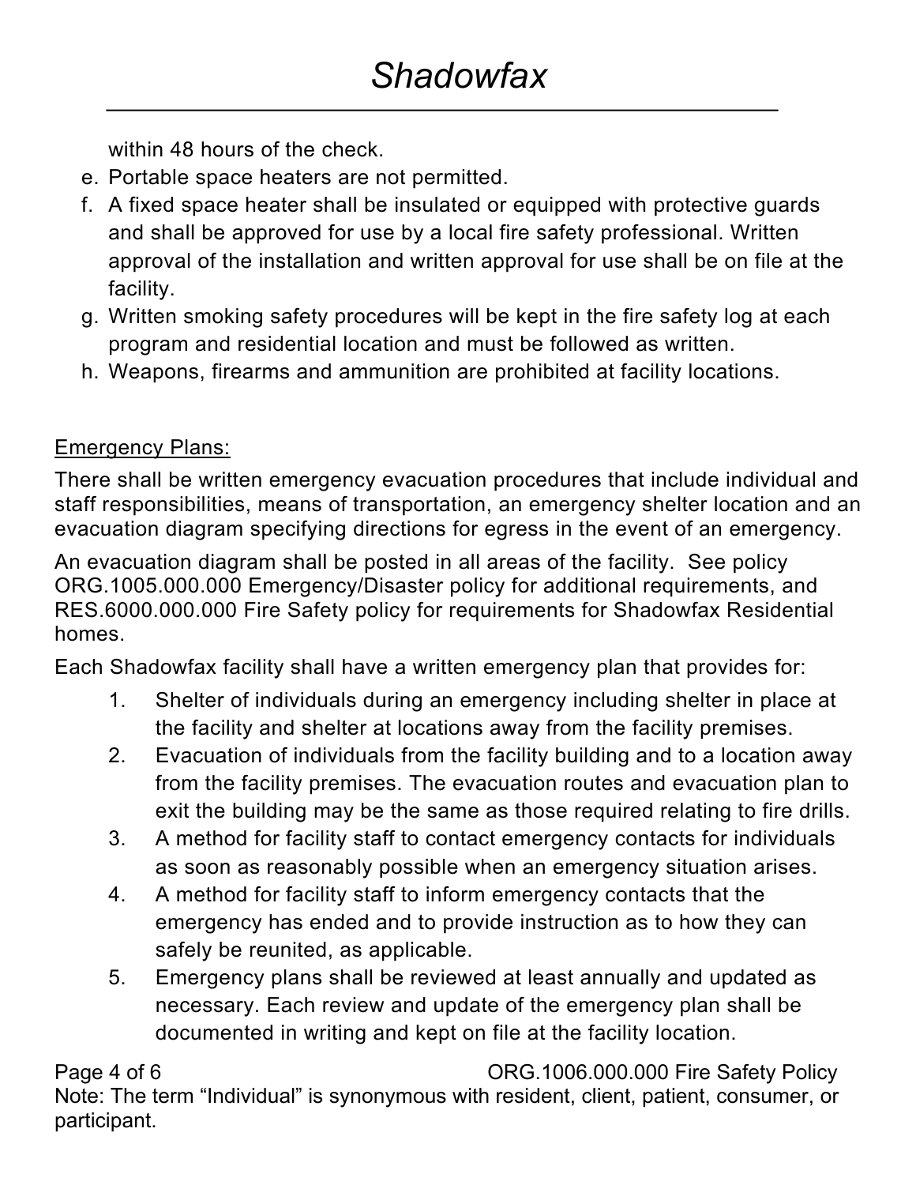within 48 hours of the check.

e. Portable space heaters are not permitted.
f. A fixed space heater shall be insulated or equipped with protective guards and shall be approved for use by a local fire safety professional. Written approval of the installation and written approval for use shall be on file at the facility.
g. Written smoking safety procedures will be kept in the fire safety log at each program and residential location and must be followed as written.
h. Weapons, firearms and ammunition are prohibited at facility locations.

<u>Emergency Plans:</u>

There shall be written emergency evacuation procedures that include individual and staff responsibilities, means of transportation, an emergency shelter location and an evacuation diagram specifying directions for egress in the event of an emergency.

An evacuation diagram shall be posted in all areas of the facility. See policy ORG.1005.000.000 Emergency/Disaster policy for additional requirements, and RES.6000.000.000 Fire Safety policy for requirements for Shadowfax Residential homes.

Each Shadowfax facility shall have a written emergency plan that provides for:

1. Shelter of individuals during an emergency including shelter in place at the facility and shelter at locations away from the facility premises.
2. Evacuation of individuals from the facility building and to a location away from the facility premises. The evacuation routes and evacuation plan to exit the building may be the same as those required relating to fire drills.
3. A method for facility staff to contact emergency contacts for individuals as soon as reasonably possible when an emergency situation arises.
4. A method for facility staff to inform emergency contacts that the emergency has ended and to provide instruction as to how they can safely be reunited, as applicable.
5. Emergency plans shall be reviewed at least annually and updated as necessary. Each review and update of the emergency plan shall be documented in writing and kept on file at the facility location.

Note: The term "Individual" is synonymous with resident, client, patient, consumer, or participant.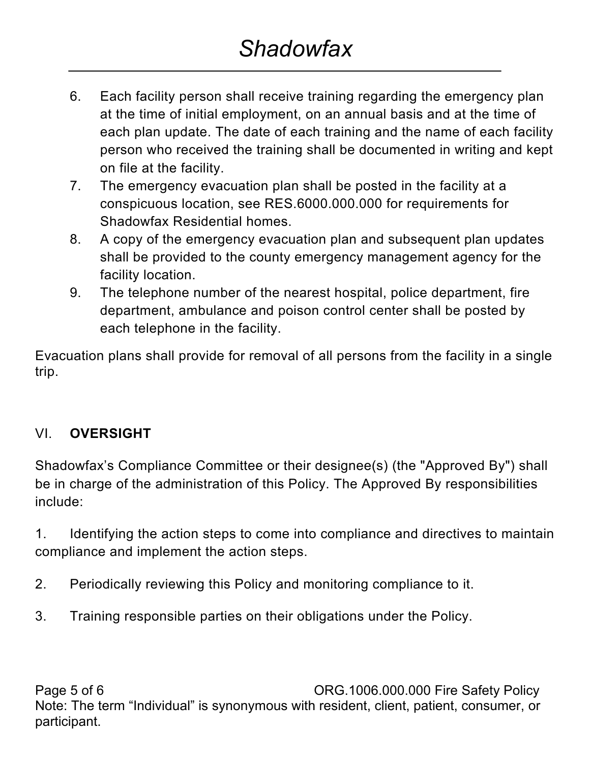6. Each facility person shall receive training regarding the emergency plan at the time of initial employment, on an annual basis and at the time of each plan update. The date of each training and the name of each facility person who received the training shall be documented in writing and kept on file at the facility.
7. The emergency evacuation plan shall be posted in the facility at a conspicuous location, see RES.6000.000.000 for requirements for Shadowfax Residential homes.
8. A copy of the emergency evacuation plan and subsequent plan updates shall be provided to the county emergency management agency for the facility location.
9. The telephone number of the nearest hospital, police department, fire department, ambulance and poison control center shall be posted by each telephone in the facility.

Evacuation plans shall provide for removal of all persons from the facility in a single trip.

## VI. **OVERSIGHT**

Shadowfax's Compliance Committee or their designee(s) (the "Approved By") shall be in charge of the administration of this Policy. The Approved By responsibilities include:

1. Identifying the action steps to come into compliance and directives to maintain compliance and implement the action steps.

2. Periodically reviewing this Policy and monitoring compliance to it.

3. Training responsible parties on their obligations under the Policy.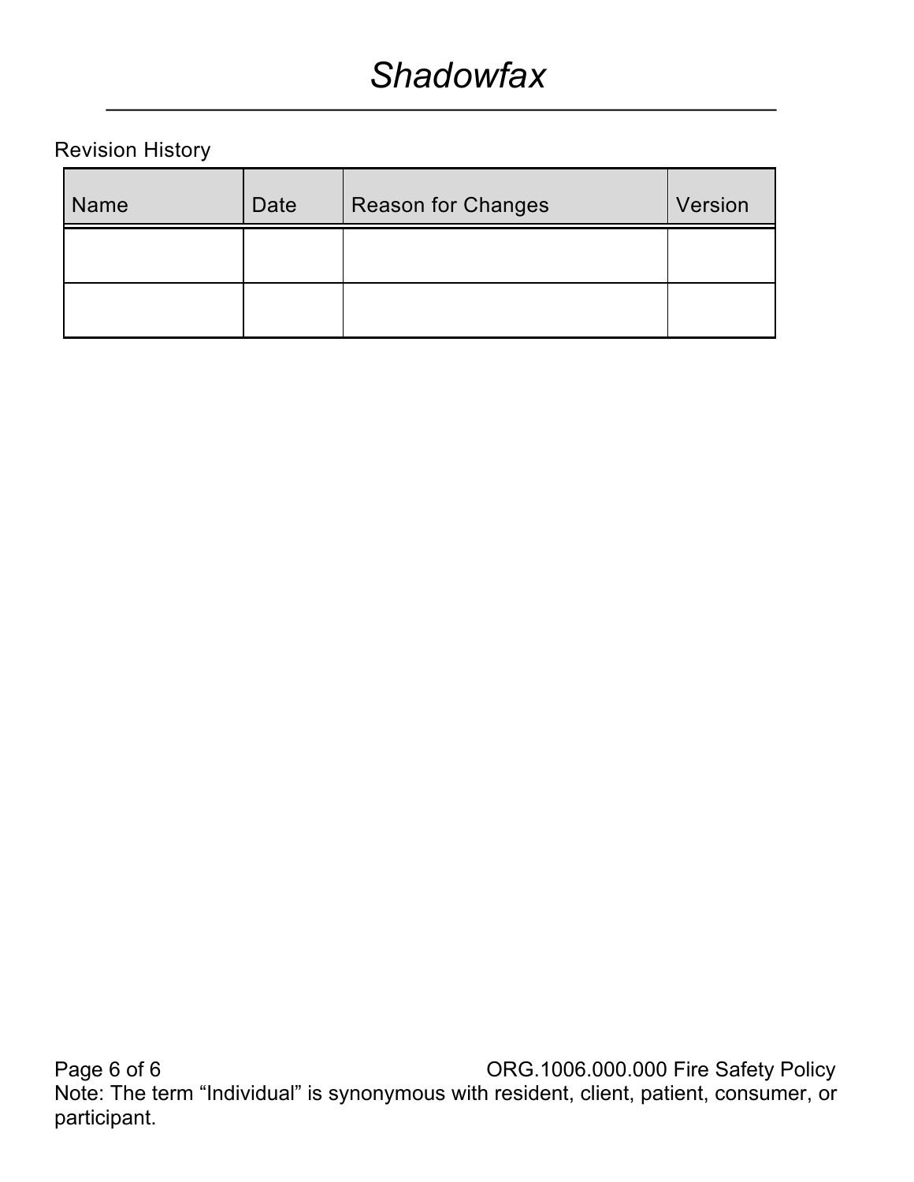Revision History

| Name | Date | Reason for Changes | Version |
|---|---|---|---|
| | | | |
| | | | |

Note: The term "Individual" is synonymous with resident, client, patient, consumer, or participant.